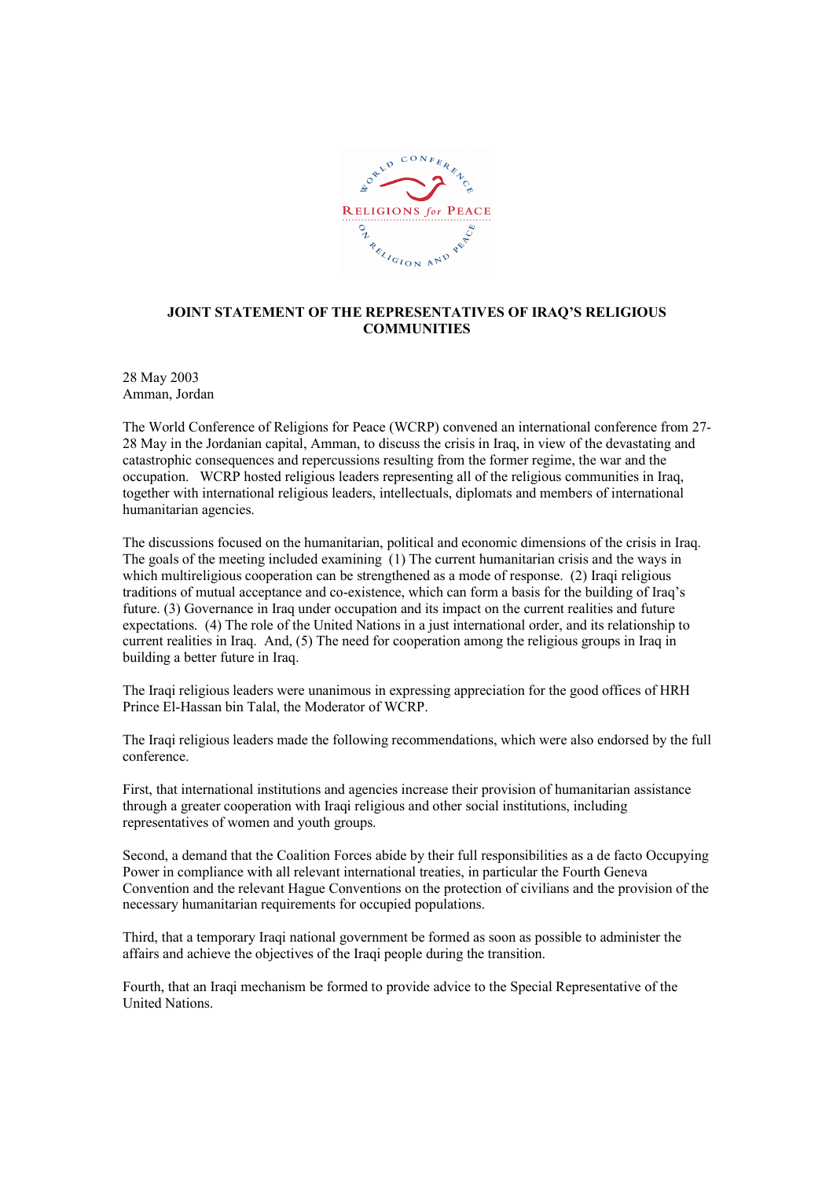**JOINT STATEMENT OF THE REPRESENTATIVES OF IRAQ'S RELIGIOUS COMMUNITIES**

28 May 2003
Amman, Jordan

The World Conference of Religions for Peace (WCRP) convened an international conference from 27-28 May in the Jordanian capital, Amman, to discuss the crisis in Iraq, in view of the devastating and catastrophic consequences and repercussions resulting from the former regime, the war and the occupation. WCRP hosted religious leaders representing all of the religious communities in Iraq, together with international religious leaders, intellectuals, diplomats and members of international humanitarian agencies.

The discussions focused on the humanitarian, political and economic dimensions of the crisis in Iraq. The goals of the meeting included examining (1) The current humanitarian crisis and the ways in which multireligious cooperation can be strengthened as a mode of response. (2) Iraqi religious traditions of mutual acceptance and co-existence, which can form a basis for the building of Iraq's future. (3) Governance in Iraq under occupation and its impact on the current realities and future expectations. (4) The role of the United Nations in a just international order, and its relationship to current realities in Iraq. And, (5) The need for cooperation among the religious groups in Iraq in building a better future in Iraq.

The Iraqi religious leaders were unanimous in expressing appreciation for the good offices of HRH Prince El-Hassan bin Talal, the Moderator of WCRP.

The Iraqi religious leaders made the following recommendations, which were also endorsed by the full conference.

First, that international institutions and agencies increase their provision of humanitarian assistance through a greater cooperation with Iraqi religious and other social institutions, including representatives of women and youth groups.

Second, a demand that the Coalition Forces abide by their full responsibilities as a de facto Occupying Power in compliance with all relevant international treaties, in particular the Fourth Geneva Convention and the relevant Hague Conventions on the protection of civilians and the provision of the necessary humanitarian requirements for occupied populations.

Third, that a temporary Iraqi national government be formed as soon as possible to administer the affairs and achieve the objectives of the Iraqi people during the transition.

Fourth, that an Iraqi mechanism be formed to provide advice to the Special Representative of the United Nations.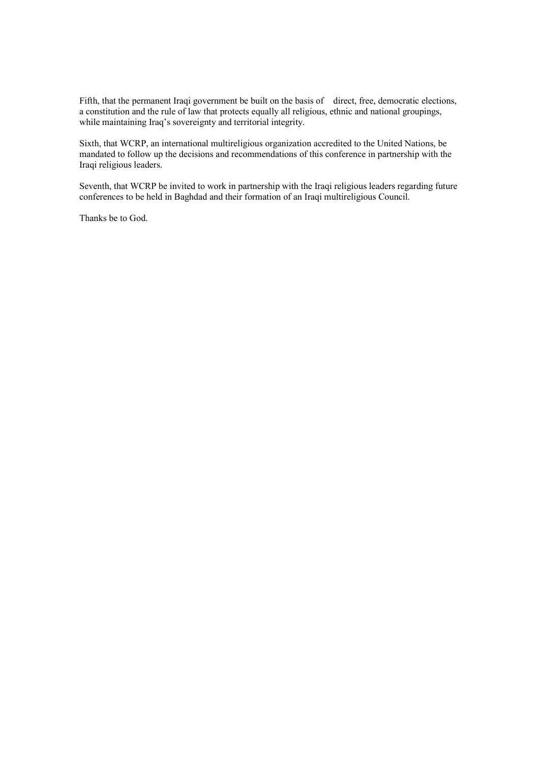Fifth, that the permanent Iraqi government be built on the basis of direct, free, democratic elections, a constitution and the rule of law that protects equally all religious, ethnic and national groupings, while maintaining Iraq's sovereignty and territorial integrity.

Sixth, that WCRP, an international multireligious organization accredited to the United Nations, be mandated to follow up the decisions and recommendations of this conference in partnership with the Iraqi religious leaders.

Seventh, that WCRP be invited to work in partnership with the Iraqi religious leaders regarding future conferences to be held in Baghdad and their formation of an Iraqi multireligious Council.

Thanks be to God.